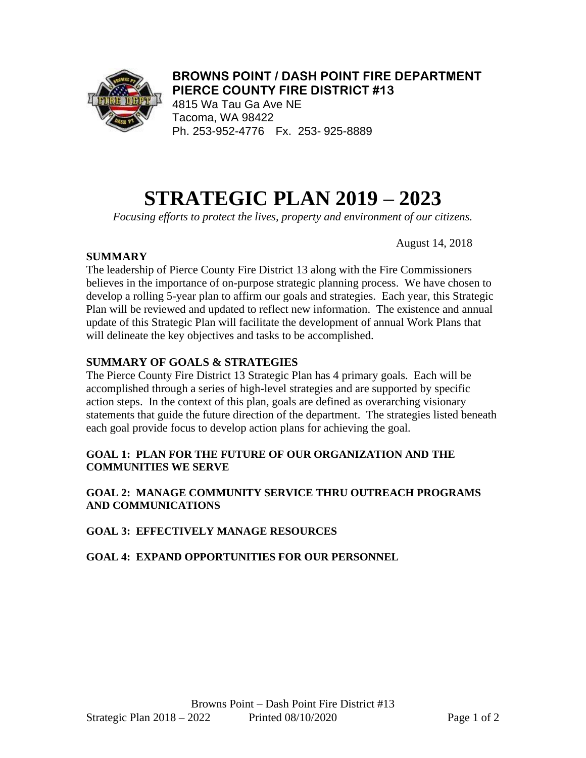**BROWNS POINT / DASH POINT FIRE DEPARTMENT**
**PIERCE COUNTY FIRE DISTRICT #13**
4815 Wa Tau Ga Ave NE
Tacoma, WA 98422
Ph. 253-952-4776 Fx. 253- 925-8889

# STRATEGIC PLAN 2019 – 2023

*Focusing efforts to protect the lives, property and environment of our citizens.*

August 14, 2018

## SUMMARY

The leadership of Pierce County Fire District 13 along with the Fire Commissioners believes in the importance of on-purpose strategic planning process. We have chosen to develop a rolling 5-year plan to affirm our goals and strategies. Each year, this Strategic Plan will be reviewed and updated to reflect new information. The existence and annual update of this Strategic Plan will facilitate the development of annual Work Plans that will delineate the key objectives and tasks to be accomplished.

## SUMMARY OF GOALS & STRATEGIES

The Pierce County Fire District 13 Strategic Plan has 4 primary goals. Each will be accomplished through a series of high-level strategies and are supported by specific action steps. In the context of this plan, goals are defined as overarching visionary statements that guide the future direction of the department. The strategies listed beneath each goal provide focus to develop action plans for achieving the goal.

### GOAL 1: PLAN FOR THE FUTURE OF OUR ORGANIZATION AND THE COMMUNITIES WE SERVE

### GOAL 2: MANAGE COMMUNITY SERVICE THRU OUTREACH PROGRAMS AND COMMUNICATIONS

### GOAL 3: EFFECTIVELY MANAGE RESOURCES

### GOAL 4: EXPAND OPPORTUNITIES FOR OUR PERSONNEL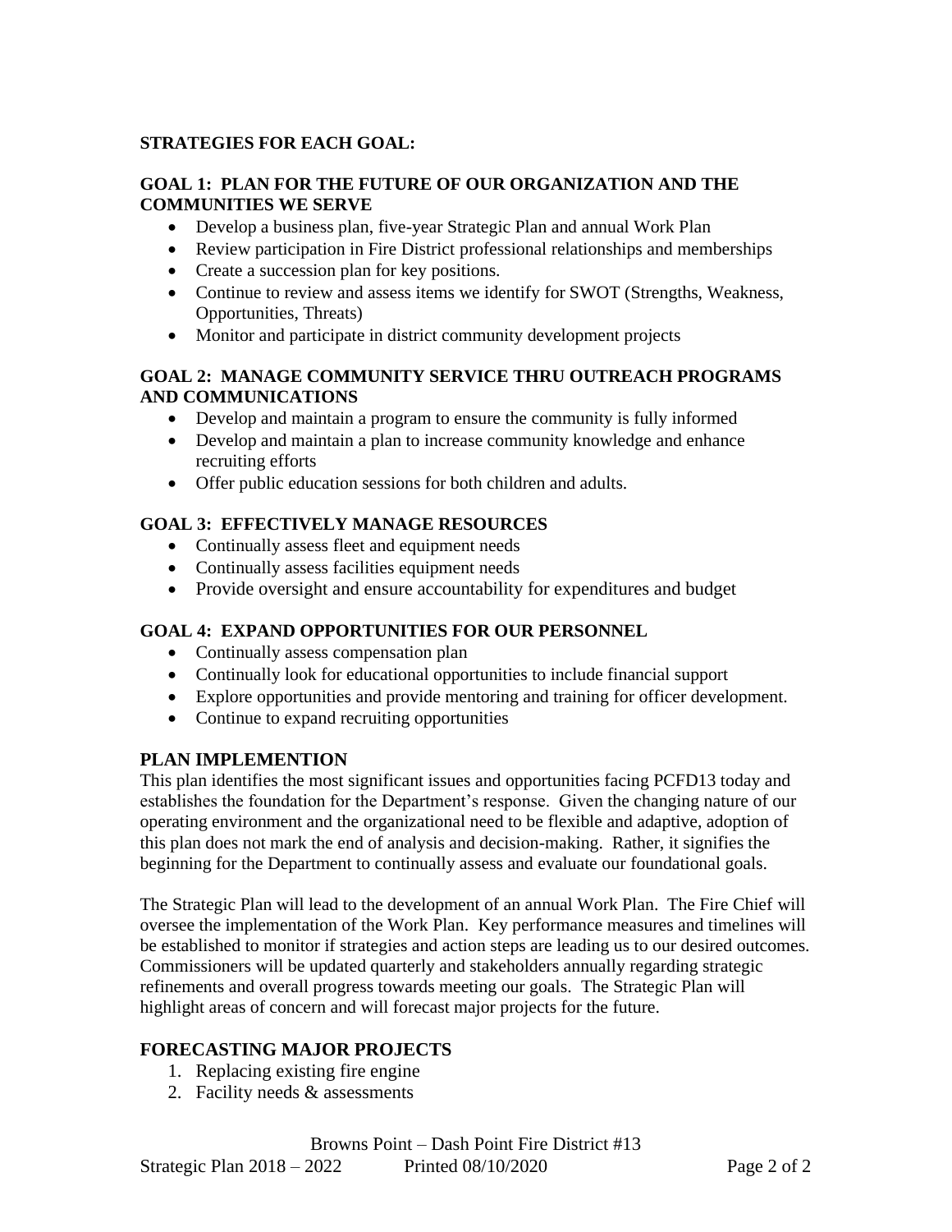**STRATEGIES FOR EACH GOAL:**

**GOAL 1: PLAN FOR THE FUTURE OF OUR ORGANIZATION AND THE COMMUNITIES WE SERVE**

- Develop a business plan, five-year Strategic Plan and annual Work Plan
- Review participation in Fire District professional relationships and memberships
- Create a succession plan for key positions.
- Continue to review and assess items we identify for SWOT (Strengths, Weakness, Opportunities, Threats)
- Monitor and participate in district community development projects

**GOAL 2: MANAGE COMMUNITY SERVICE THRU OUTREACH PROGRAMS AND COMMUNICATIONS**

- Develop and maintain a program to ensure the community is fully informed
- Develop and maintain a plan to increase community knowledge and enhance recruiting efforts
- Offer public education sessions for both children and adults.

**GOAL 3: EFFECTIVELY MANAGE RESOURCES**

- Continually assess fleet and equipment needs
- Continually assess facilities equipment needs
- Provide oversight and ensure accountability for expenditures and budget

**GOAL 4: EXPAND OPPORTUNITIES FOR OUR PERSONNEL**

- Continually assess compensation plan
- Continually look for educational opportunities to include financial support
- Explore opportunities and provide mentoring and training for officer development.
- Continue to expand recruiting opportunities

## PLAN IMPLEMENTION

This plan identifies the most significant issues and opportunities facing PCFD13 today and establishes the foundation for the Department's response. Given the changing nature of our operating environment and the organizational need to be flexible and adaptive, adoption of this plan does not mark the end of analysis and decision-making. Rather, it signifies the beginning for the Department to continually assess and evaluate our foundational goals.

The Strategic Plan will lead to the development of an annual Work Plan. The Fire Chief will oversee the implementation of the Work Plan. Key performance measures and timelines will be established to monitor if strategies and action steps are leading us to our desired outcomes. Commissioners will be updated quarterly and stakeholders annually regarding strategic refinements and overall progress towards meeting our goals. The Strategic Plan will highlight areas of concern and will forecast major projects for the future.

## FORECASTING MAJOR PROJECTS

1. Replacing existing fire engine
2. Facility needs & assessments